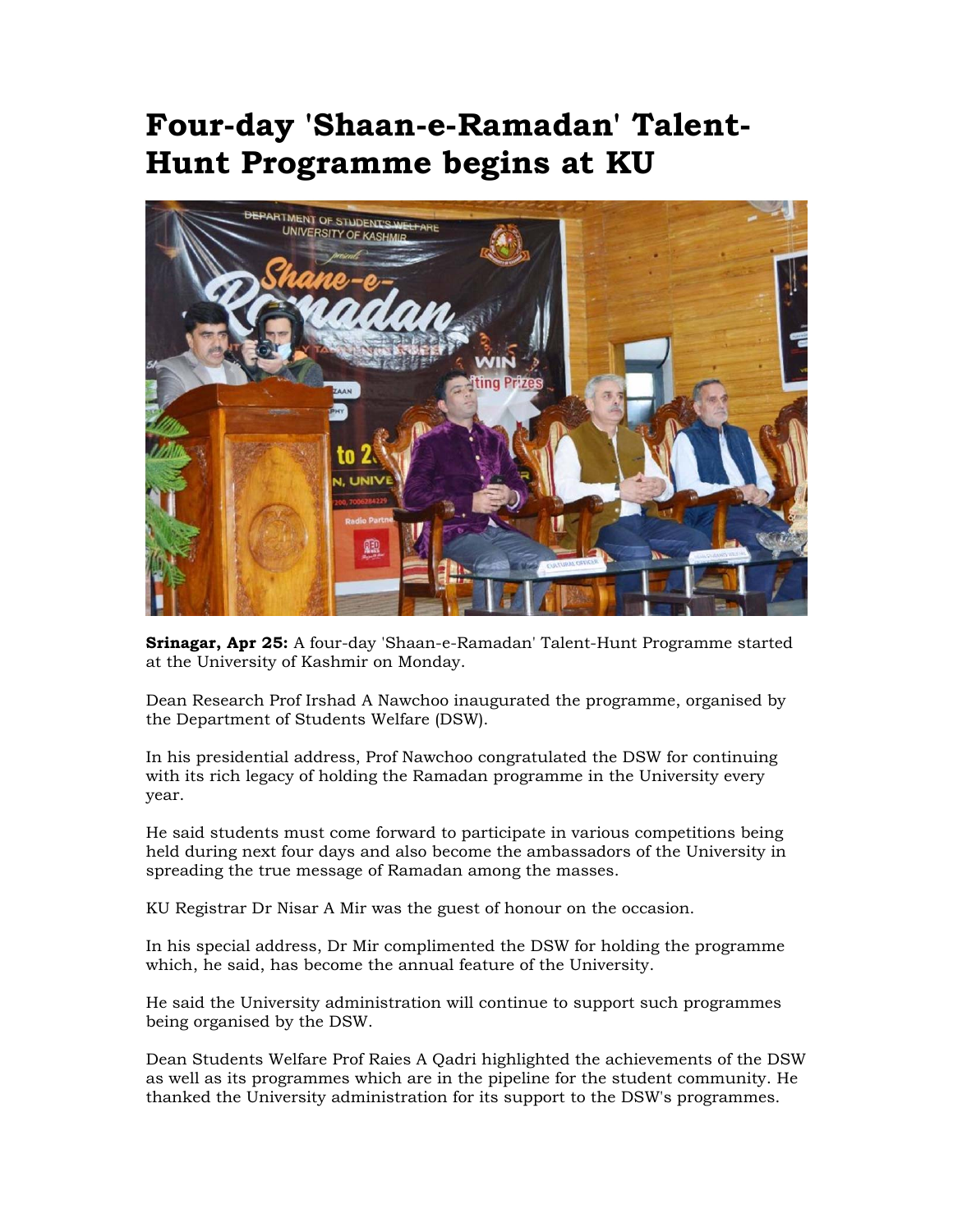# Four-day 'Shaan-e-Ramadan' Talent-Hunt Programme begins at KU

**Srinagar, Apr 25:** A four-day 'Shaan-e-Ramadan' Talent-Hunt Programme started at the University of Kashmir on Monday.

Dean Research Prof Irshad A Nawchoo inaugurated the programme, organised by the Department of Students Welfare (DSW).

In his presidential address, Prof Nawchoo congratulated the DSW for continuing with its rich legacy of holding the Ramadan programme in the University every year.

He said students must come forward to participate in various competitions being held during next four days and also become the ambassadors of the University in spreading the true message of Ramadan among the masses.

KU Registrar Dr Nisar A Mir was the guest of honour on the occasion.

In his special address, Dr Mir complimented the DSW for holding the programme which, he said, has become the annual feature of the University.

He said the University administration will continue to support such programmes being organised by the DSW.

Dean Students Welfare Prof Raies A Qadri highlighted the achievements of the DSW as well as its programmes which are in the pipeline for the student community. He thanked the University administration for its support to the DSW's programmes.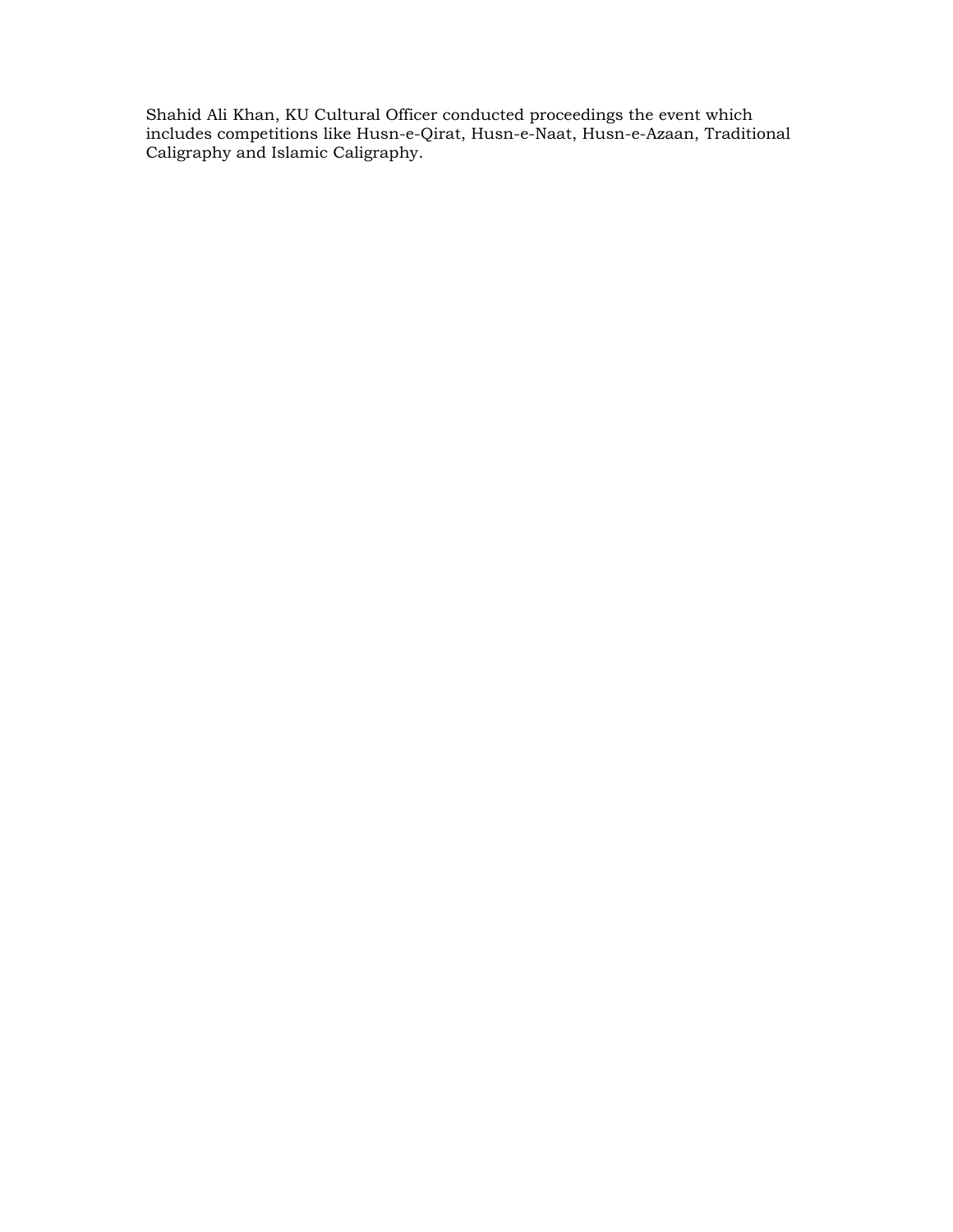Shahid Ali Khan, KU Cultural Officer conducted proceedings the event which includes competitions like Husn-e-Qirat, Husn-e-Naat, Husn-e-Azaan, Traditional Caligraphy and Islamic Caligraphy.